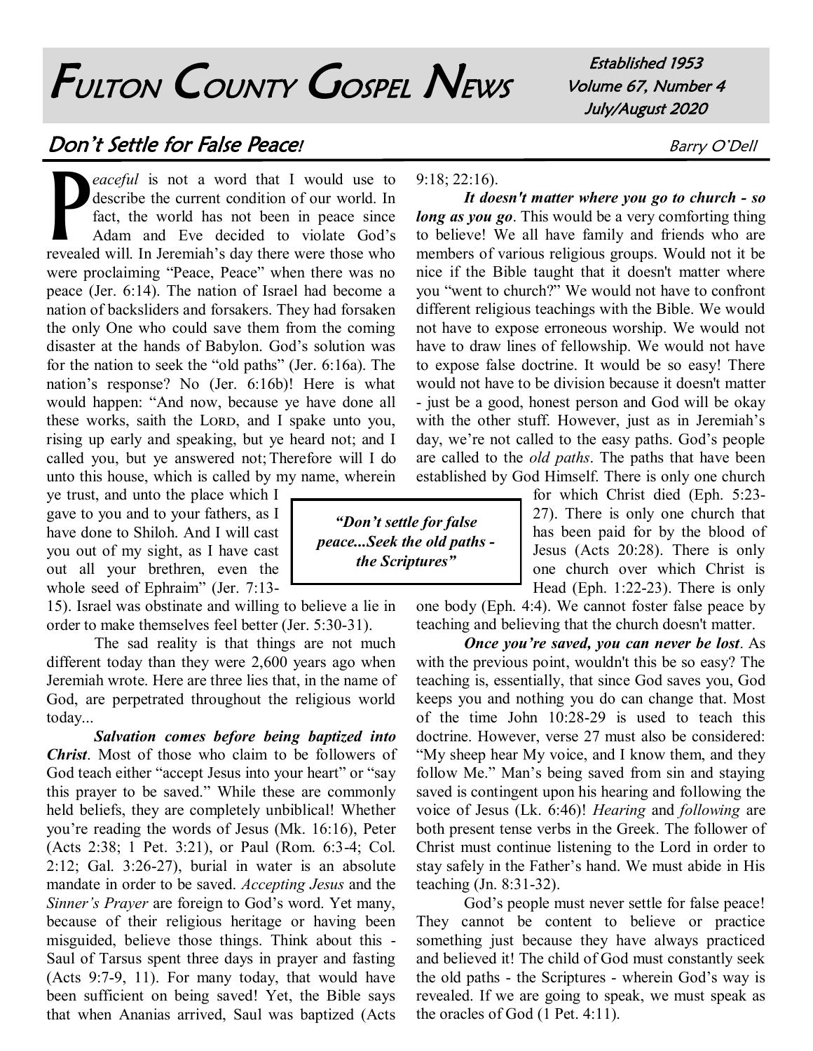# Fulton County Gospel News

Established 1953
Volume 67, Number 4
July/August 2020

## Don't Settle for False Peace!

Barry O'Dell

*Peaceful* is not a word that I would use to describe the current condition of our world. In fact, the world has not been in peace since Adam and Eve decided to violate God's revealed will. In Jeremiah's day there were those who were proclaiming "Peace, Peace" when there was no peace (Jer. 6:14). The nation of Israel had become a nation of backsliders and forsakers. They had forsaken the only One who could save them from the coming disaster at the hands of Babylon. God's solution was for the nation to seek the "old paths" (Jer. 6:16a). The nation's response? No (Jer. 6:16b)! Here is what would happen: "And now, because ye have done all these works, saith the LORD, and I spake unto you, rising up early and speaking, but ye heard not; and I called you, but ye answered not; Therefore will I do unto this house, which is called by my name, wherein ye trust, and unto the place which I gave to you and to your fathers, as I have done to Shiloh. And I will cast you out of my sight, as I have cast out all your brethren, even the whole seed of Ephraim" (Jer. 7:13-15). Israel was obstinate and willing to believe a lie in order to make themselves feel better (Jer. 5:30-31).

> *"Don't settle for false peace...Seek the old paths - the Scriptures"*

The sad reality is that things are not much different today than they were 2,600 years ago when Jeremiah wrote. Here are three lies that, in the name of God, are perpetrated throughout the religious world today...

***Salvation comes before being baptized into Christ***. Most of those who claim to be followers of God teach either "accept Jesus into your heart" or "say this prayer to be saved." While these are commonly held beliefs, they are completely unbiblical! Whether you're reading the words of Jesus (Mk. 16:16), Peter (Acts 2:38; 1 Pet. 3:21), or Paul (Rom. 6:3-4; Col. 2:12; Gal. 3:26-27), burial in water is an absolute mandate in order to be saved. *Accepting Jesus* and the *Sinner's Prayer* are foreign to God's word. Yet many, because of their religious heritage or having been misguided, believe those things. Think about this - Saul of Tarsus spent three days in prayer and fasting (Acts 9:7-9, 11). For many today, that would have been sufficient on being saved! Yet, the Bible says that when Ananias arrived, Saul was baptized (Acts 9:18; 22:16).

***It doesn't matter where you go to church - so long as you go***. This would be a very comforting thing to believe! We all have family and friends who are members of various religious groups. Would not it be nice if the Bible taught that it doesn't matter where you "went to church?" We would not have to confront different religious teachings with the Bible. We would not have to expose erroneous worship. We would not have to draw lines of fellowship. We would not have to expose false doctrine. It would be so easy! There would not have to be division because it doesn't matter - just be a good, honest person and God will be okay with the other stuff. However, just as in Jeremiah's day, we're not called to the easy paths. God's people are called to the *old paths*. The paths that have been established by God Himself. There is only one church for which Christ died (Eph. 5:23-27). There is only one church that has been paid for by the blood of Jesus (Acts 20:28). There is only one church over which Christ is Head (Eph. 1:22-23). There is only one body (Eph. 4:4). We cannot foster false peace by teaching and believing that the church doesn't matter.

***Once you're saved, you can never be lost***. As with the previous point, wouldn't this be so easy? The teaching is, essentially, that since God saves you, God keeps you and nothing you do can change that. Most of the time John 10:28-29 is used to teach this doctrine. However, verse 27 must also be considered: "My sheep hear My voice, and I know them, and they follow Me." Man's being saved from sin and staying saved is contingent upon his hearing and following the voice of Jesus (Lk. 6:46)! *Hearing* and *following* are both present tense verbs in the Greek. The follower of Christ must continue listening to the Lord in order to stay safely in the Father's hand. We must abide in His teaching (Jn. 8:31-32).

God's people must never settle for false peace! They cannot be content to believe or practice something just because they have always practiced and believed it! The child of God must constantly seek the old paths - the Scriptures - wherein God's way is revealed. If we are going to speak, we must speak as the oracles of God (1 Pet. 4:11).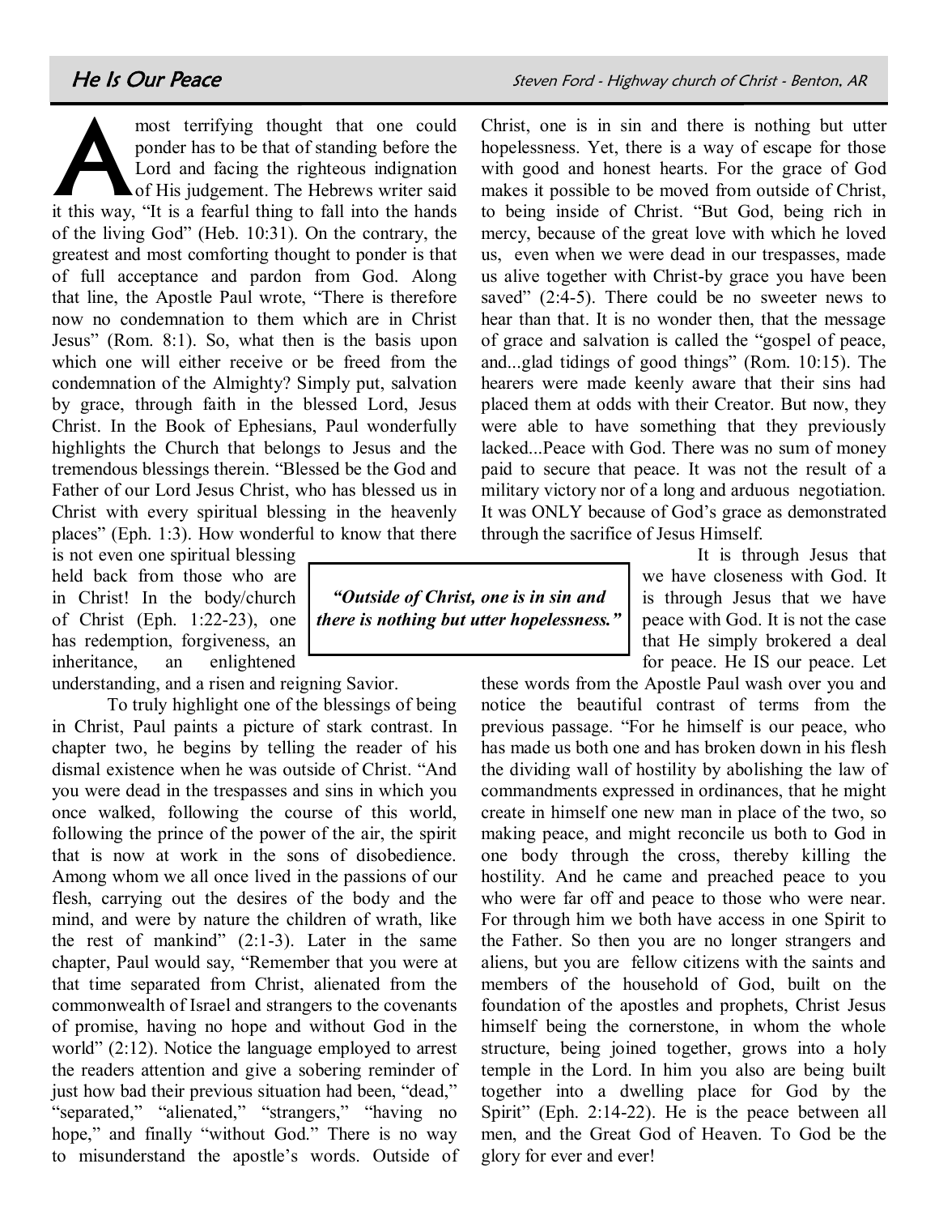## He Is Our Peace

Steven Ford - Highway church of Christ - Benton, AR

A most terrifying thought that one could ponder has to be that of standing before the Lord and facing the righteous indignation of His judgement. The Hebrews writer said it this way, "It is a fearful thing to fall into the hands of the living God" (Heb. 10:31). On the contrary, the greatest and most comforting thought to ponder is that of full acceptance and pardon from God. Along that line, the Apostle Paul wrote, "There is therefore now no condemnation to them which are in Christ Jesus" (Rom. 8:1). So, what then is the basis upon which one will either receive or be freed from the condemnation of the Almighty? Simply put, salvation by grace, through faith in the blessed Lord, Jesus Christ. In the Book of Ephesians, Paul wonderfully highlights the Church that belongs to Jesus and the tremendous blessings therein. "Blessed be the God and Father of our Lord Jesus Christ, who has blessed us in Christ with every spiritual blessing in the heavenly places" (Eph. 1:3). How wonderful to know that there is not even one spiritual blessing held back from those who are in Christ! In the body/church of Christ (Eph. 1:22-23), one has redemption, forgiveness, an inheritance, an enlightened understanding, and a risen and reigning Savior.

To truly highlight one of the blessings of being in Christ, Paul paints a picture of stark contrast. In chapter two, he begins by telling the reader of his dismal existence when he was outside of Christ. "And you were dead in the trespasses and sins in which you once walked, following the course of this world, following the prince of the power of the air, the spirit that is now at work in the sons of disobedience. Among whom we all once lived in the passions of our flesh, carrying out the desires of the body and the mind, and were by nature the children of wrath, like the rest of mankind" (2:1-3). Later in the same chapter, Paul would say, "Remember that you were at that time separated from Christ, alienated from the commonwealth of Israel and strangers to the covenants of promise, having no hope and without God in the world" (2:12). Notice the language employed to arrest the readers attention and give a sobering reminder of just how bad their previous situation had been, "dead," "separated," "alienated," "strangers," "having no hope," and finally "without God." There is no way to misunderstand the apostle's words. Outside of Christ, one is in sin and there is nothing but utter hopelessness. Yet, there is a way of escape for those with good and honest hearts. For the grace of God makes it possible to be moved from outside of Christ, to being inside of Christ. "But God, being rich in mercy, because of the great love with which he loved us, even when we were dead in our trespasses, made us alive together with Christ-by grace you have been saved" (2:4-5). There could be no sweeter news to hear than that. It is no wonder then, that the message of grace and salvation is called the "gospel of peace, and...glad tidings of good things" (Rom. 10:15). The hearers were made keenly aware that their sins had placed them at odds with their Creator. But now, they were able to have something that they previously lacked...Peace with God. There was no sum of money paid to secure that peace. It was not the result of a military victory nor of a long and arduous negotiation. It was ONLY because of God's grace as demonstrated through the sacrifice of Jesus Himself.

> ***"Outside of Christ, one is in sin and there is nothing but utter hopelessness."***

It is through Jesus that we have closeness with God. It is through Jesus that we have peace with God. It is not the case that He simply brokered a deal for peace. He IS our peace. Let these words from the Apostle Paul wash over you and notice the beautiful contrast of terms from the previous passage. "For he himself is our peace, who has made us both one and has broken down in his flesh the dividing wall of hostility by abolishing the law of commandments expressed in ordinances, that he might create in himself one new man in place of the two, so making peace, and might reconcile us both to God in one body through the cross, thereby killing the hostility. And he came and preached peace to you who were far off and peace to those who were near. For through him we both have access in one Spirit to the Father. So then you are no longer strangers and aliens, but you are fellow citizens with the saints and members of the household of God, built on the foundation of the apostles and prophets, Christ Jesus himself being the cornerstone, in whom the whole structure, being joined together, grows into a holy temple in the Lord. In him you also are being built together into a dwelling place for God by the Spirit" (Eph. 2:14-22). He is the peace between all men, and the Great God of Heaven. To God be the glory for ever and ever!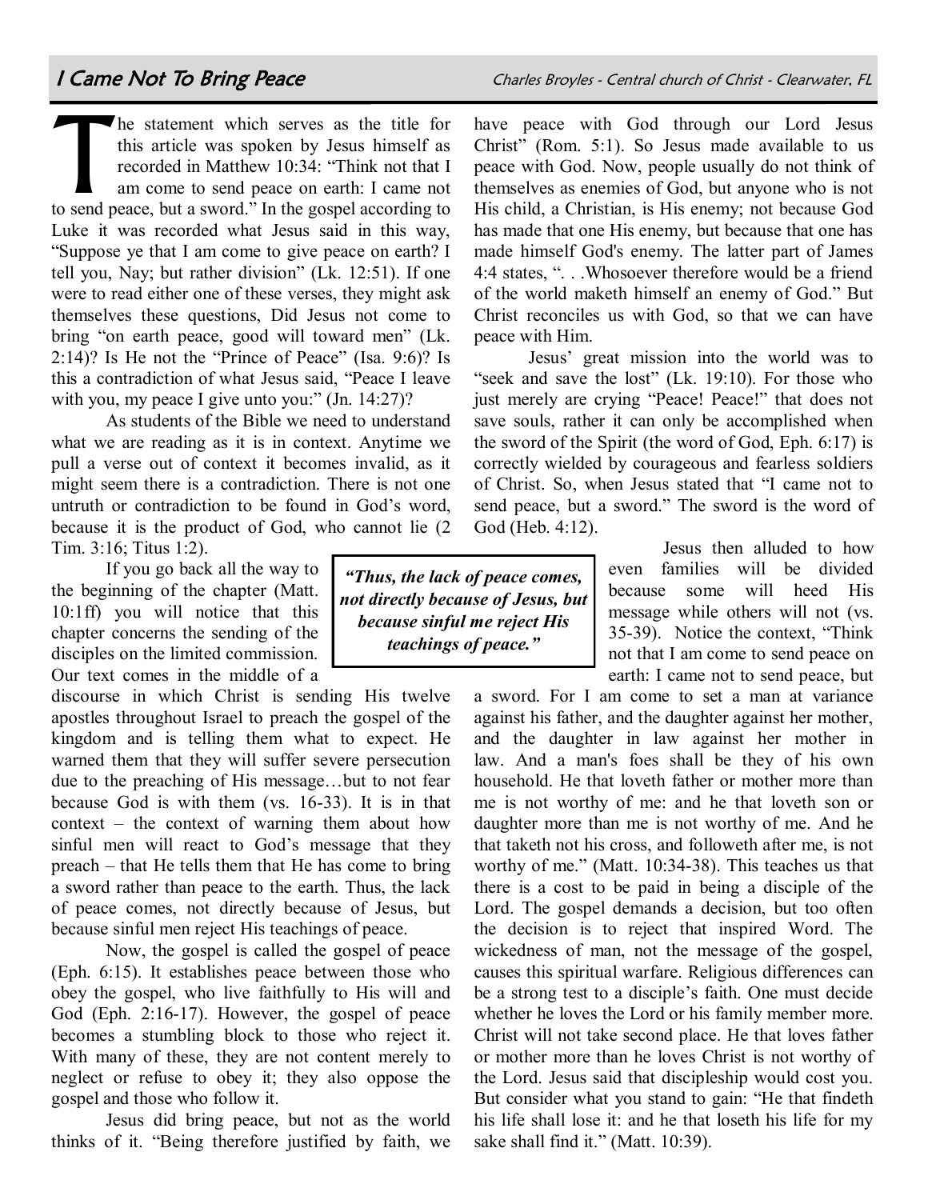# I Came Not To Bring Peace

Charles Broyles - Central church of Christ - Clearwater, FL

The statement which serves as the title for this article was spoken by Jesus himself as recorded in Matthew 10:34: "Think not that I am come to send peace on earth: I came not to send peace, but a sword." In the gospel according to Luke it was recorded what Jesus said in this way, "Suppose ye that I am come to give peace on earth? I tell you, Nay; but rather division" (Lk. 12:51). If one were to read either one of these verses, they might ask themselves these questions, Did Jesus not come to bring "on earth peace, good will toward men" (Lk. 2:14)? Is He not the "Prince of Peace" (Isa. 9:6)? Is this a contradiction of what Jesus said, "Peace I leave with you, my peace I give unto you:" (Jn. 14:27)?

As students of the Bible we need to understand what we are reading as it is in context. Anytime we pull a verse out of context it becomes invalid, as it might seem there is a contradiction. There is not one untruth or contradiction to be found in God's word, because it is the product of God, who cannot lie (2 Tim. 3:16; Titus 1:2).

If you go back all the way to the beginning of the chapter (Matt. 10:1ff) you will notice that this chapter concerns the sending of the disciples on the limited commission. Our text comes in the middle of a discourse in which Christ is sending His twelve apostles throughout Israel to preach the gospel of the kingdom and is telling them what to expect. He warned them that they will suffer severe persecution due to the preaching of His message…but to not fear because God is with them (vs. 16-33). It is in that context – the context of warning them about how sinful men will react to God's message that they preach – that He tells them that He has come to bring a sword rather than peace to the earth. Thus, the lack of peace comes, not directly because of Jesus, but because sinful men reject His teachings of peace.

> ***"Thus, the lack of peace comes, not directly because of Jesus, but because sinful me reject His teachings of peace."***

Now, the gospel is called the gospel of peace (Eph. 6:15). It establishes peace between those who obey the gospel, who live faithfully to His will and God (Eph. 2:16-17). However, the gospel of peace becomes a stumbling block to those who reject it. With many of these, they are not content merely to neglect or refuse to obey it; they also oppose the gospel and those who follow it.

Jesus did bring peace, but not as the world thinks of it. "Being therefore justified by faith, we have peace with God through our Lord Jesus Christ" (Rom. 5:1). So Jesus made available to us peace with God. Now, people usually do not think of themselves as enemies of God, but anyone who is not His child, a Christian, is His enemy; not because God has made that one His enemy, but because that one has made himself God's enemy. The latter part of James 4:4 states, ". . .Whosoever therefore would be a friend of the world maketh himself an enemy of God." But Christ reconciles us with God, so that we can have peace with Him.

Jesus' great mission into the world was to "seek and save the lost" (Lk. 19:10). For those who just merely are crying "Peace! Peace!" that does not save souls, rather it can only be accomplished when the sword of the Spirit (the word of God, Eph. 6:17) is correctly wielded by courageous and fearless soldiers of Christ. So, when Jesus stated that "I came not to send peace, but a sword." The sword is the word of God (Heb. 4:12).

Jesus then alluded to how even families will be divided because some will heed His message while others will not (vs. 35-39). Notice the context, "Think not that I am come to send peace on earth: I came not to send peace, but a sword. For I am come to set a man at variance against his father, and the daughter against her mother, and the daughter in law against her mother in law. And a man's foes shall be they of his own household. He that loveth father or mother more than me is not worthy of me: and he that loveth son or daughter more than me is not worthy of me. And he that taketh not his cross, and followeth after me, is not worthy of me." (Matt. 10:34-38). This teaches us that there is a cost to be paid in being a disciple of the Lord. The gospel demands a decision, but too often the decision is to reject that inspired Word. The wickedness of man, not the message of the gospel, causes this spiritual warfare. Religious differences can be a strong test to a disciple's faith. One must decide whether he loves the Lord or his family member more. Christ will not take second place. He that loves father or mother more than he loves Christ is not worthy of the Lord. Jesus said that discipleship would cost you. But consider what you stand to gain: "He that findeth his life shall lose it: and he that loseth his life for my sake shall find it." (Matt. 10:39).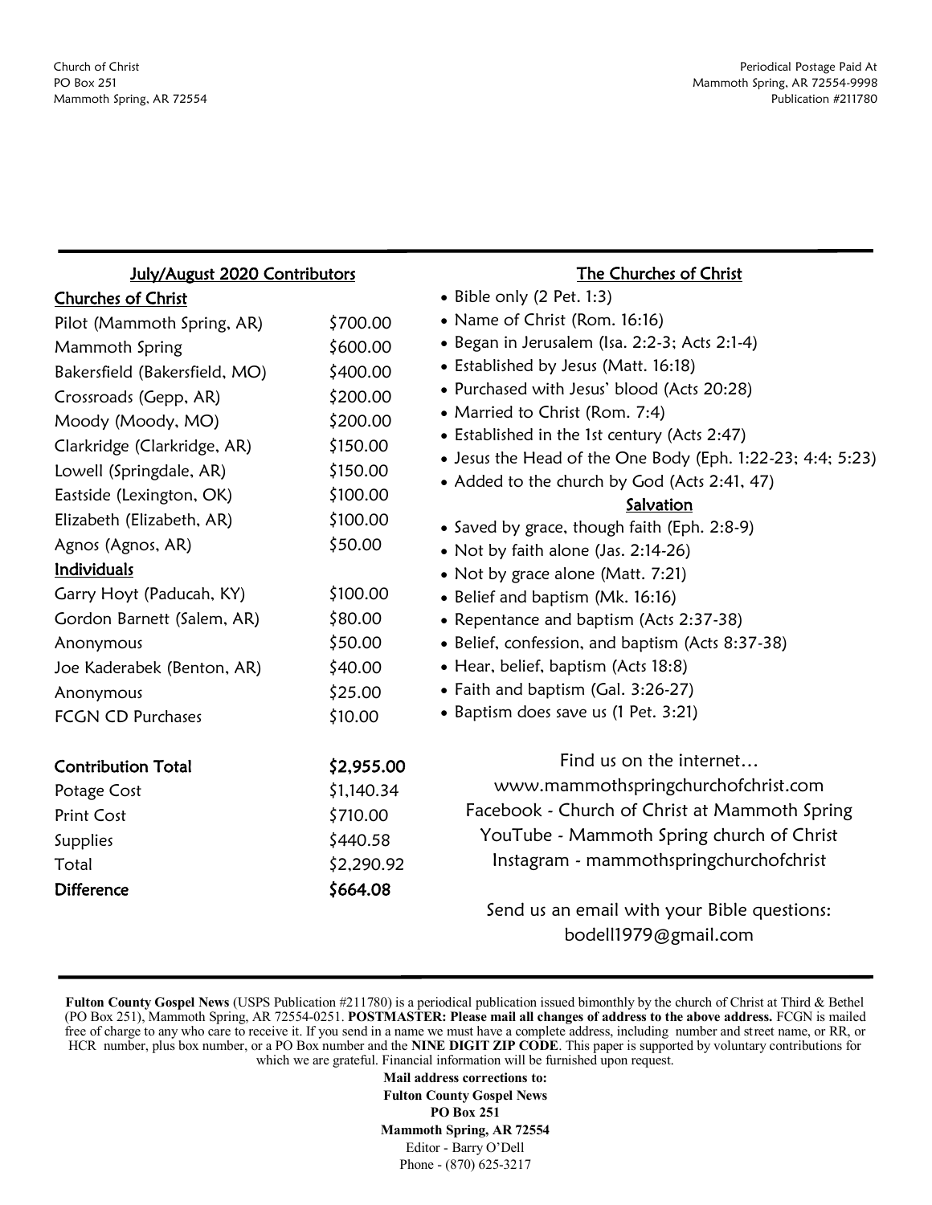Church of Christ
PO Box 251
Mammoth Spring, AR 72554

Periodical Postage Paid At
Mammoth Spring, AR 72554-9998
Publication #211780

## July/August 2020 Contributors

| | |
|---|---|
| **Churches of Christ** | |
| Pilot (Mammoth Spring, AR) | $700.00 |
| Mammoth Spring | $600.00 |
| Bakersfield (Bakersfield, MO) | $400.00 |
| Crossroads (Gepp, AR) | $200.00 |
| Moody (Moody, MO) | $200.00 |
| Clarkridge (Clarkridge, AR) | $150.00 |
| Lowell (Springdale, AR) | $150.00 |
| Eastside (Lexington, OK) | $100.00 |
| Elizabeth (Elizabeth, AR) | $100.00 |
| Agnos (Agnos, AR) | $50.00 |
| **Individuals** | |
| Garry Hoyt (Paducah, KY) | $100.00 |
| Gordon Barnett (Salem, AR) | $80.00 |
| Anonymous | $50.00 |
| Joe Kaderabek (Benton, AR) | $40.00 |
| Anonymous | $25.00 |
| FCGN CD Purchases | $10.00 |
| **Contribution Total** | **$2,955.00** |
| Potage Cost | $1,140.34 |
| Print Cost | $710.00 |
| Supplies | $440.58 |
| Total | $2,290.92 |
| **Difference** | **$664.08** |

## The Churches of Christ

- Bible only (2 Pet. 1:3)
- Name of Christ (Rom. 16:16)
- Began in Jerusalem (Isa. 2:2-3; Acts 2:1-4)
- Established by Jesus (Matt. 16:18)
- Purchased with Jesus' blood (Acts 20:28)
- Married to Christ (Rom. 7:4)
- Established in the 1st century (Acts 2:47)
- Jesus the Head of the One Body (Eph. 1:22-23; 4:4; 5:23)
- Added to the church by God (Acts 2:41, 47)

## Salvation

- Saved by grace, though faith (Eph. 2:8-9)
- Not by faith alone (Jas. 2:14-26)
- Not by grace alone (Matt. 7:21)
- Belief and baptism (Mk. 16:16)
- Repentance and baptism (Acts 2:37-38)
- Belief, confession, and baptism (Acts 8:37-38)
- Hear, belief, baptism (Acts 18:8)
- Faith and baptism (Gal. 3:26-27)
- Baptism does save us (1 Pet. 3:21)

Find us on the internet…
www.mammothspringchurchofchrist.com
Facebook - Church of Christ at Mammoth Spring
YouTube - Mammoth Spring church of Christ
Instagram - mammothspringchurchofchrist

Send us an email with your Bible questions:
bodell1979@gmail.com

**Fulton County Gospel News** (USPS Publication #211780) is a periodical publication issued bimonthly by the church of Christ at Third & Bethel (PO Box 251), Mammoth Spring, AR 72554-0251. **POSTMASTER: Please mail all changes of address to the above address.** FCGN is mailed free of charge to any who care to receive it. If you send in a name we must have a complete address, including number and street name, or RR, or HCR number, plus box number, or a PO Box number and the **NINE DIGIT ZIP CODE**. This paper is supported by voluntary contributions for which we are grateful. Financial information will be furnished upon request.

**Mail address corrections to:**
**Fulton County Gospel News**
**PO Box 251**
**Mammoth Spring, AR 72554**
Editor - Barry O'Dell
Phone - (870) 625-3217